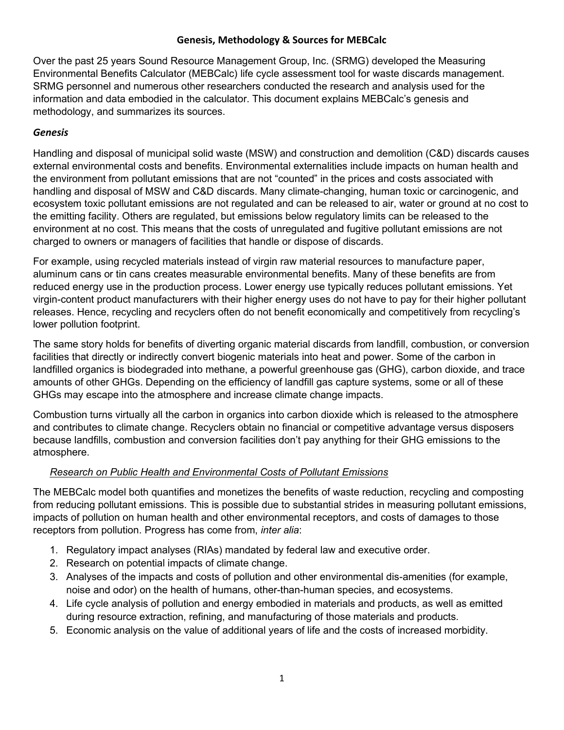# Genesis, Methodology & Sources for MEBCalc

Over the past 25 years Sound Resource Management Group, Inc. (SRMG) developed the Measuring Environmental Benefits Calculator (MEBCalc) life cycle assessment tool for waste discards management. SRMG personnel and numerous other researchers conducted the research and analysis used for the information and data embodied in the calculator. This document explains MEBCalc's genesis and methodology, and summarizes its sources.

## *Genesis*

Handling and disposal of municipal solid waste (MSW) and construction and demolition (C&D) discards causes external environmental costs and benefits. Environmental externalities include impacts on human health and the environment from pollutant emissions that are not "counted" in the prices and costs associated with handling and disposal of MSW and C&D discards. Many climate-changing, human toxic or carcinogenic, and ecosystem toxic pollutant emissions are not regulated and can be released to air, water or ground at no cost to the emitting facility. Others are regulated, but emissions below regulatory limits can be released to the environment at no cost. This means that the costs of unregulated and fugitive pollutant emissions are not charged to owners or managers of facilities that handle or dispose of discards.

For example, using recycled materials instead of virgin raw material resources to manufacture paper, aluminum cans or tin cans creates measurable environmental benefits. Many of these benefits are from reduced energy use in the production process. Lower energy use typically reduces pollutant emissions. Yet virgin-content product manufacturers with their higher energy uses do not have to pay for their higher pollutant releases. Hence, recycling and recyclers often do not benefit economically and competitively from recycling's lower pollution footprint.

The same story holds for benefits of diverting organic material discards from landfill, combustion, or conversion facilities that directly or indirectly convert biogenic materials into heat and power. Some of the carbon in landfilled organics is biodegraded into methane, a powerful greenhouse gas (GHG), carbon dioxide, and trace amounts of other GHGs. Depending on the efficiency of landfill gas capture systems, some or all of these GHGs may escape into the atmosphere and increase climate change impacts.

Combustion turns virtually all the carbon in organics into carbon dioxide which is released to the atmosphere and contributes to climate change. Recyclers obtain no financial or competitive advantage versus disposers because landfills, combustion and conversion facilities don't pay anything for their GHG emissions to the atmosphere.

### <u>*Research on Public Health and Environmental Costs of Pollutant Emissions*</u>

The MEBCalc model both quantifies and monetizes the benefits of waste reduction, recycling and composting from reducing pollutant emissions. This is possible due to substantial strides in measuring pollutant emissions, impacts of pollution on human health and other environmental receptors, and costs of damages to those receptors from pollution. Progress has come from, *inter alia*:

1. Regulatory impact analyses (RIAs) mandated by federal law and executive order.
2. Research on potential impacts of climate change.
3. Analyses of the impacts and costs of pollution and other environmental dis-amenities (for example, noise and odor) on the health of humans, other-than-human species, and ecosystems.
4. Life cycle analysis of pollution and energy embodied in materials and products, as well as emitted during resource extraction, refining, and manufacturing of those materials and products.
5. Economic analysis on the value of additional years of life and the costs of increased morbidity.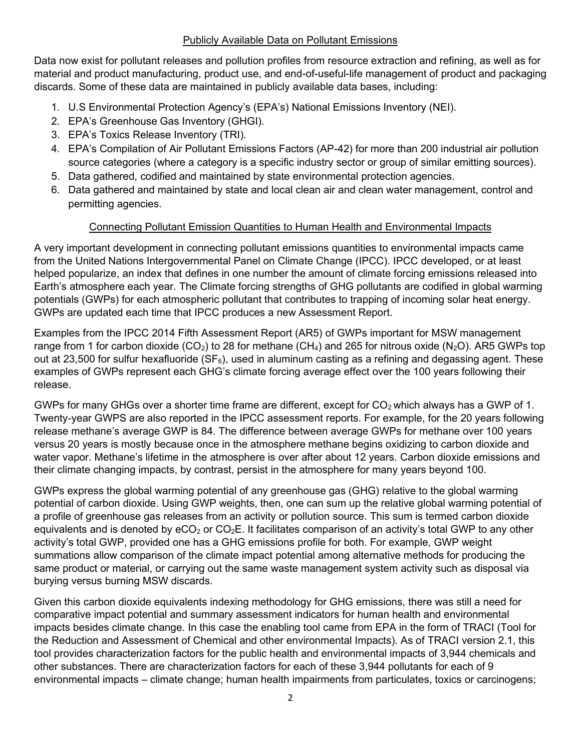## Publicly Available Data on Pollutant Emissions

Data now exist for pollutant releases and pollution profiles from resource extraction and refining, as well as for material and product manufacturing, product use, and end-of-useful-life management of product and packaging discards. Some of these data are maintained in publicly available data bases, including:

1. U.S Environmental Protection Agency's (EPA's) National Emissions Inventory (NEI).
2. EPA's Greenhouse Gas Inventory (GHGI).
3. EPA's Toxics Release Inventory (TRI).
4. EPA's Compilation of Air Pollutant Emissions Factors (AP-42) for more than 200 industrial air pollution source categories (where a category is a specific industry sector or group of similar emitting sources).
5. Data gathered, codified and maintained by state environmental protection agencies.
6. Data gathered and maintained by state and local clean air and clean water management, control and permitting agencies.

## Connecting Pollutant Emission Quantities to Human Health and Environmental Impacts

A very important development in connecting pollutant emissions quantities to environmental impacts came from the United Nations Intergovernmental Panel on Climate Change (IPCC). IPCC developed, or at least helped popularize, an index that defines in one number the amount of climate forcing emissions released into Earth's atmosphere each year. The Climate forcing strengths of GHG pollutants are codified in global warming potentials (GWPs) for each atmospheric pollutant that contributes to trapping of incoming solar heat energy. GWPs are updated each time that IPCC produces a new Assessment Report.

Examples from the IPCC 2014 Fifth Assessment Report (AR5) of GWPs important for MSW management range from 1 for carbon dioxide ($CO_2$) to 28 for methane ($CH_4$) and 265 for nitrous oxide ($N_2O$). AR5 GWPs top out at 23,500 for sulfur hexafluoride ($SF_6$), used in aluminum casting as a refining and degassing agent. These examples of GWPs represent each GHG's climate forcing average effect over the 100 years following their release.

GWPs for many GHGs over a shorter time frame are different, except for $CO_2$ which always has a GWP of 1. Twenty-year GWPS are also reported in the IPCC assessment reports. For example, for the 20 years following release methane's average GWP is 84. The difference between average GWPs for methane over 100 years versus 20 years is mostly because once in the atmosphere methane begins oxidizing to carbon dioxide and water vapor. Methane's lifetime in the atmosphere is over after about 12 years. Carbon dioxide emissions and their climate changing impacts, by contrast, persist in the atmosphere for many years beyond 100.

GWPs express the global warming potential of any greenhouse gas (GHG) relative to the global warming potential of carbon dioxide. Using GWP weights, then, one can sum up the relative global warming potential of a profile of greenhouse gas releases from an activity or pollution source. This sum is termed carbon dioxide equivalents and is denoted by $eCO_2$ or $CO_2E$. It facilitates comparison of an activity's total GWP to any other activity's total GWP, provided one has a GHG emissions profile for both. For example, GWP weight summations allow comparison of the climate impact potential among alternative methods for producing the same product or material, or carrying out the same waste management system activity such as disposal via burying versus burning MSW discards.

Given this carbon dioxide equivalents indexing methodology for GHG emissions, there was still a need for comparative impact potential and summary assessment indicators for human health and environmental impacts besides climate change. In this case the enabling tool came from EPA in the form of TRACI (Tool for the Reduction and Assessment of Chemical and other environmental Impacts). As of TRACI version 2.1, this tool provides characterization factors for the public health and environmental impacts of 3,944 chemicals and other substances. There are characterization factors for each of these 3,944 pollutants for each of 9 environmental impacts – climate change; human health impairments from particulates, toxics or carcinogens;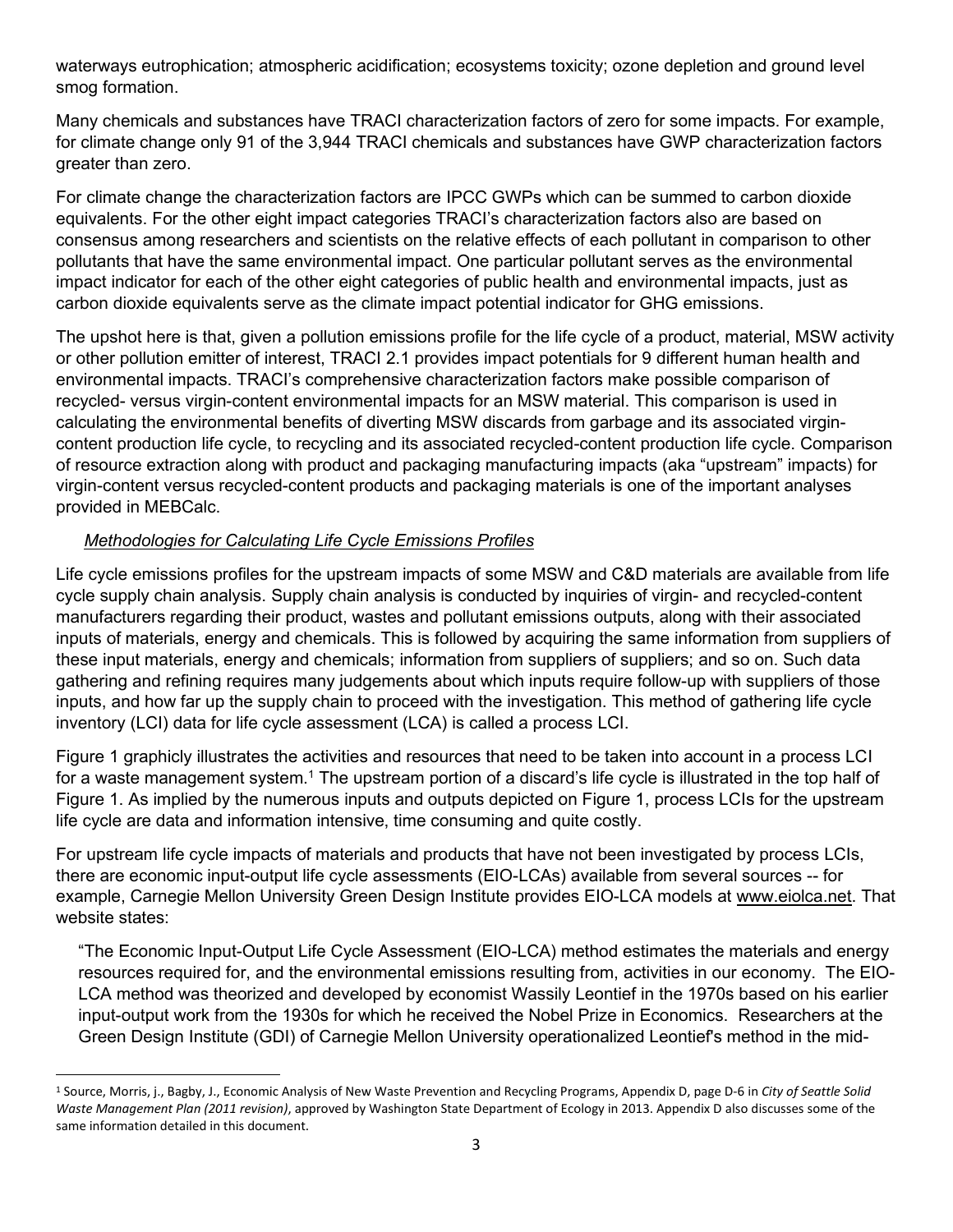waterways eutrophication; atmospheric acidification; ecosystems toxicity; ozone depletion and ground level smog formation.

Many chemicals and substances have TRACI characterization factors of zero for some impacts. For example, for climate change only 91 of the 3,944 TRACI chemicals and substances have GWP characterization factors greater than zero.

For climate change the characterization factors are IPCC GWPs which can be summed to carbon dioxide equivalents. For the other eight impact categories TRACI's characterization factors also are based on consensus among researchers and scientists on the relative effects of each pollutant in comparison to other pollutants that have the same environmental impact. One particular pollutant serves as the environmental impact indicator for each of the other eight categories of public health and environmental impacts, just as carbon dioxide equivalents serve as the climate impact potential indicator for GHG emissions.

The upshot here is that, given a pollution emissions profile for the life cycle of a product, material, MSW activity or other pollution emitter of interest, TRACI 2.1 provides impact potentials for 9 different human health and environmental impacts. TRACI's comprehensive characterization factors make possible comparison of recycled- versus virgin-content environmental impacts for an MSW material. This comparison is used in calculating the environmental benefits of diverting MSW discards from garbage and its associated virgin-content production life cycle, to recycling and its associated recycled-content production life cycle. Comparison of resource extraction along with product and packaging manufacturing impacts (aka "upstream" impacts) for virgin-content versus recycled-content products and packaging materials is one of the important analyses provided in MEBCalc.

*Methodologies for Calculating Life Cycle Emissions Profiles*

Life cycle emissions profiles for the upstream impacts of some MSW and C&D materials are available from life cycle supply chain analysis. Supply chain analysis is conducted by inquiries of virgin- and recycled-content manufacturers regarding their product, wastes and pollutant emissions outputs, along with their associated inputs of materials, energy and chemicals. This is followed by acquiring the same information from suppliers of these input materials, energy and chemicals; information from suppliers of suppliers; and so on. Such data gathering and refining requires many judgements about which inputs require follow-up with suppliers of those inputs, and how far up the supply chain to proceed with the investigation. This method of gathering life cycle inventory (LCI) data for life cycle assessment (LCA) is called a process LCI.

Figure 1 graphicly illustrates the activities and resources that need to be taken into account in a process LCI for a waste management system.[1] The upstream portion of a discard's life cycle is illustrated in the top half of Figure 1. As implied by the numerous inputs and outputs depicted on Figure 1, process LCIs for the upstream life cycle are data and information intensive, time consuming and quite costly.

For upstream life cycle impacts of materials and products that have not been investigated by process LCIs, there are economic input-output life cycle assessments (EIO-LCAs) available from several sources -- for example, Carnegie Mellon University Green Design Institute provides EIO-LCA models at www.eiolca.net. That website states:

> "The Economic Input-Output Life Cycle Assessment (EIO-LCA) method estimates the materials and energy resources required for, and the environmental emissions resulting from, activities in our economy. The EIO-LCA method was theorized and developed by economist Wassily Leontief in the 1970s based on his earlier input-output work from the 1930s for which he received the Nobel Prize in Economics. Researchers at the Green Design Institute (GDI) of Carnegie Mellon University operationalized Leontief's method in the mid-

---

[1] Source, Morris, j., Bagby, J., Economic Analysis of New Waste Prevention and Recycling Programs, Appendix D, page D-6 in *City of Seattle Solid Waste Management Plan (2011 revision)*, approved by Washington State Department of Ecology in 2013. Appendix D also discusses some of the same information detailed in this document.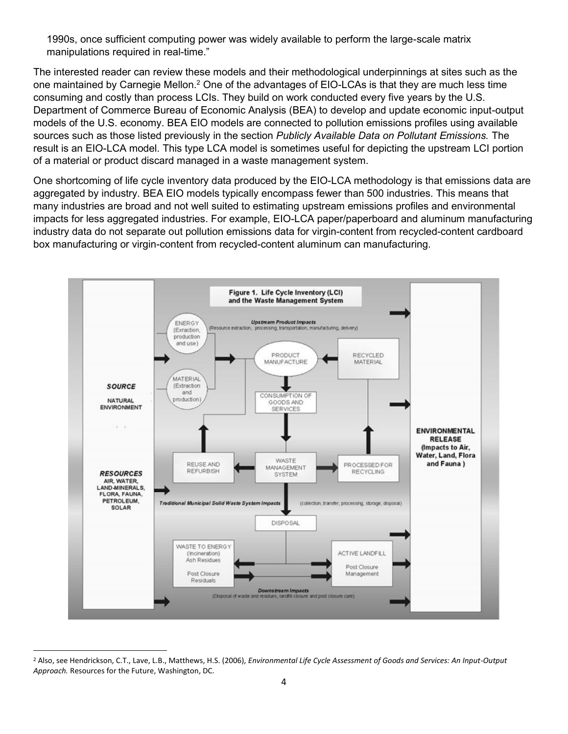1990s, once sufficient computing power was widely available to perform the large-scale matrix manipulations required in real-time."

The interested reader can review these models and their methodological underpinnings at sites such as the one maintained by Carnegie Mellon.[2] One of the advantages of EIO-LCAs is that they are much less time consuming and costly than process LCIs. They build on work conducted every five years by the U.S. Department of Commerce Bureau of Economic Analysis (BEA) to develop and update economic input-output models of the U.S. economy. BEA EIO models are connected to pollution emissions profiles using available sources such as those listed previously in the section *Publicly Available Data on Pollutant Emissions.* The result is an EIO-LCA model. This type LCA model is sometimes useful for depicting the upstream LCI portion of a material or product discard managed in a waste management system.

One shortcoming of life cycle inventory data produced by the EIO-LCA methodology is that emissions data are aggregated by industry. BEA EIO models typically encompass fewer than 500 industries. This means that many industries are broad and not well suited to estimating upstream emissions profiles and environmental impacts for less aggregated industries. For example, EIO-LCA paper/paperboard and aluminum manufacturing industry data do not separate out pollution emissions data for virgin-content from recycled-content cardboard box manufacturing or virgin-content from recycled-content aluminum can manufacturing.

**Figure 1. Life Cycle Inventory (LCI) and the Waste Management System**

[2] Also, see Hendrickson, C.T., Lave, L.B., Matthews, H.S. (2006), *Environmental Life Cycle Assessment of Goods and Services: An Input-Output Approach.* Resources for the Future, Washington, DC.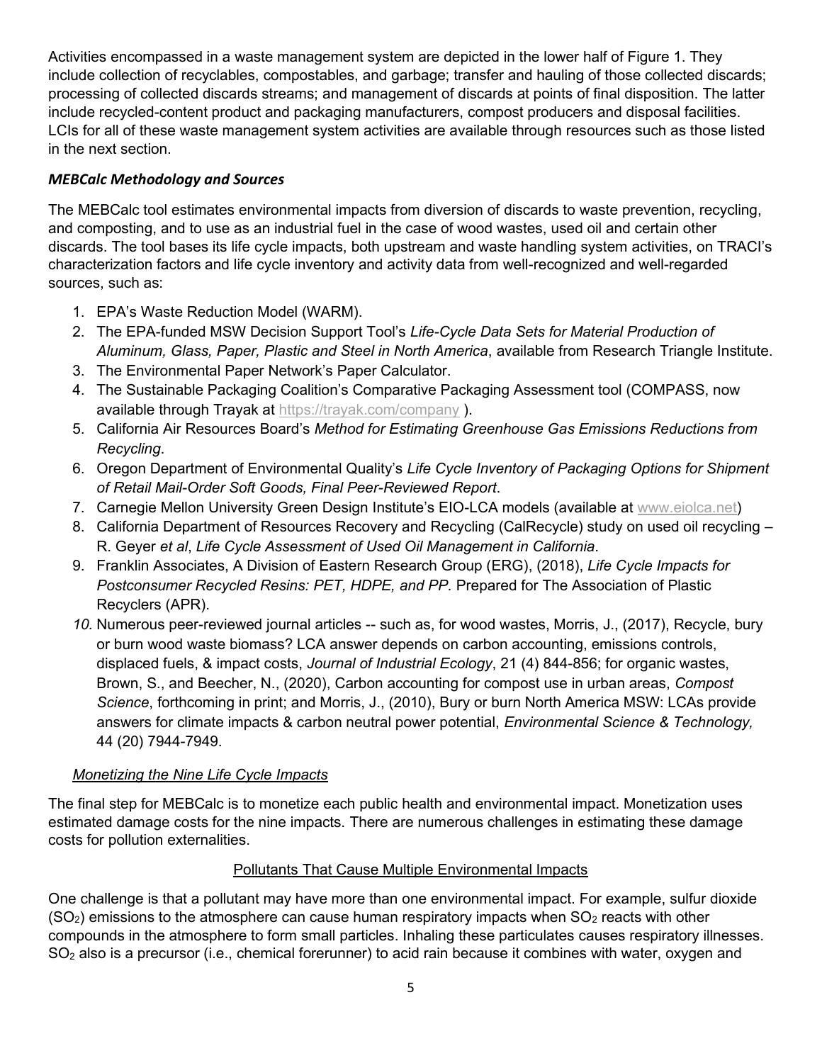Activities encompassed in a waste management system are depicted in the lower half of Figure 1. They include collection of recyclables, compostables, and garbage; transfer and hauling of those collected discards; processing of collected discards streams; and management of discards at points of final disposition. The latter include recycled-content product and packaging manufacturers, compost producers and disposal facilities. LCIs for all of these waste management system activities are available through resources such as those listed in the next section.

### *MEBCalc Methodology and Sources*

The MEBCalc tool estimates environmental impacts from diversion of discards to waste prevention, recycling, and composting, and to use as an industrial fuel in the case of wood wastes, used oil and certain other discards. The tool bases its life cycle impacts, both upstream and waste handling system activities, on TRACI's characterization factors and life cycle inventory and activity data from well-recognized and well-regarded sources, such as:

1. EPA's Waste Reduction Model (WARM).
2. The EPA-funded MSW Decision Support Tool's *Life-Cycle Data Sets for Material Production of Aluminum, Glass, Paper, Plastic and Steel in North America*, available from Research Triangle Institute.
3. The Environmental Paper Network's Paper Calculator.
4. The Sustainable Packaging Coalition's Comparative Packaging Assessment tool (COMPASS, now available through Trayak at https://trayak.com/company ).
5. California Air Resources Board's *Method for Estimating Greenhouse Gas Emissions Reductions from Recycling*.
6. Oregon Department of Environmental Quality's *Life Cycle Inventory of Packaging Options for Shipment of Retail Mail-Order Soft Goods, Final Peer-Reviewed Report*.
7. Carnegie Mellon University Green Design Institute's EIO-LCA models (available at www.eiolca.net)
8. California Department of Resources Recovery and Recycling (CalRecycle) study on used oil recycling – R. Geyer *et al*, *Life Cycle Assessment of Used Oil Management in California*.
9. Franklin Associates, A Division of Eastern Research Group (ERG), (2018), *Life Cycle Impacts for Postconsumer Recycled Resins: PET, HDPE, and PP.* Prepared for The Association of Plastic Recyclers (APR).
10. Numerous peer-reviewed journal articles -- such as, for wood wastes, Morris, J., (2017), Recycle, bury or burn wood waste biomass? LCA answer depends on carbon accounting, emissions controls, displaced fuels, & impact costs, *Journal of Industrial Ecology*, 21 (4) 844-856; for organic wastes, Brown, S., and Beecher, N., (2020), Carbon accounting for compost use in urban areas, *Compost Science*, forthcoming in print; and Morris, J., (2010), Bury or burn North America MSW: LCAs provide answers for climate impacts & carbon neutral power potential, *Environmental Science & Technology,* 44 (20) 7944-7949.

#### Monetizing the Nine Life Cycle Impacts

The final step for MEBCalc is to monetize each public health and environmental impact. Monetization uses estimated damage costs for the nine impacts. There are numerous challenges in estimating these damage costs for pollution externalities.

##### Pollutants That Cause Multiple Environmental Impacts

One challenge is that a pollutant may have more than one environmental impact. For example, sulfur dioxide ($SO_2$) emissions to the atmosphere can cause human respiratory impacts when $SO_2$ reacts with other compounds in the atmosphere to form small particles. Inhaling these particulates causes respiratory illnesses. $SO_2$ also is a precursor (i.e., chemical forerunner) to acid rain because it combines with water, oxygen and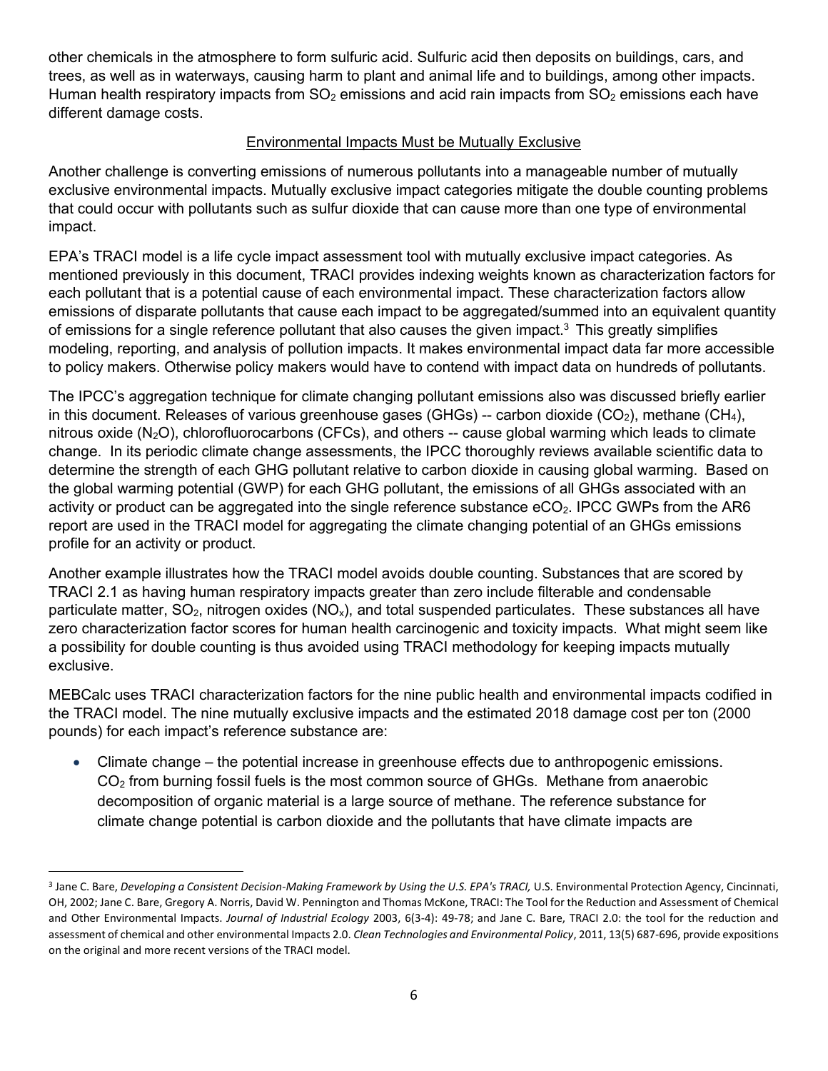other chemicals in the atmosphere to form sulfuric acid. Sulfuric acid then deposits on buildings, cars, and trees, as well as in waterways, causing harm to plant and animal life and to buildings, among other impacts. Human health respiratory impacts from $SO_2$ emissions and acid rain impacts from $SO_2$ emissions each have different damage costs.

## Environmental Impacts Must be Mutually Exclusive

Another challenge is converting emissions of numerous pollutants into a manageable number of mutually exclusive environmental impacts. Mutually exclusive impact categories mitigate the double counting problems that could occur with pollutants such as sulfur dioxide that can cause more than one type of environmental impact.

EPA's TRACI model is a life cycle impact assessment tool with mutually exclusive impact categories. As mentioned previously in this document, TRACI provides indexing weights known as characterization factors for each pollutant that is a potential cause of each environmental impact. These characterization factors allow emissions of disparate pollutants that cause each impact to be aggregated/summed into an equivalent quantity of emissions for a single reference pollutant that also causes the given impact.[3] This greatly simplifies modeling, reporting, and analysis of pollution impacts. It makes environmental impact data far more accessible to policy makers. Otherwise policy makers would have to contend with impact data on hundreds of pollutants.

The IPCC's aggregation technique for climate changing pollutant emissions also was discussed briefly earlier in this document. Releases of various greenhouse gases (GHGs) -- carbon dioxide ($CO_2$), methane ($CH_4$), nitrous oxide ($N_2O$), chlorofluorocarbons (CFCs), and others -- cause global warming which leads to climate change. In its periodic climate change assessments, the IPCC thoroughly reviews available scientific data to determine the strength of each GHG pollutant relative to carbon dioxide in causing global warming. Based on the global warming potential (GWP) for each GHG pollutant, the emissions of all GHGs associated with an activity or product can be aggregated into the single reference substance $eCO_2$. IPCC GWPs from the AR6 report are used in the TRACI model for aggregating the climate changing potential of an GHGs emissions profile for an activity or product.

Another example illustrates how the TRACI model avoids double counting. Substances that are scored by TRACI 2.1 as having human respiratory impacts greater than zero include filterable and condensable particulate matter, $SO_2$, nitrogen oxides ($NO_x$), and total suspended particulates. These substances all have zero characterization factor scores for human health carcinogenic and toxicity impacts. What might seem like a possibility for double counting is thus avoided using TRACI methodology for keeping impacts mutually exclusive.

MEBCalc uses TRACI characterization factors for the nine public health and environmental impacts codified in the TRACI model. The nine mutually exclusive impacts and the estimated 2018 damage cost per ton (2000 pounds) for each impact's reference substance are:

- Climate change – the potential increase in greenhouse effects due to anthropogenic emissions. $CO_2$ from burning fossil fuels is the most common source of GHGs. Methane from anaerobic decomposition of organic material is a large source of methane. The reference substance for climate change potential is carbon dioxide and the pollutants that have climate impacts are

---

[3] Jane C. Bare, *Developing a Consistent Decision-Making Framework by Using the U.S. EPA's TRACI,* U.S. Environmental Protection Agency, Cincinnati, OH, 2002; Jane C. Bare, Gregory A. Norris, David W. Pennington and Thomas McKone, TRACI: The Tool for the Reduction and Assessment of Chemical and Other Environmental Impacts. *Journal of Industrial Ecology* 2003, 6(3-4): 49-78; and Jane C. Bare, TRACI 2.0: the tool for the reduction and assessment of chemical and other environmental Impacts 2.0. *Clean Technologies and Environmental Policy*, 2011, 13(5) 687-696, provide expositions on the original and more recent versions of the TRACI model.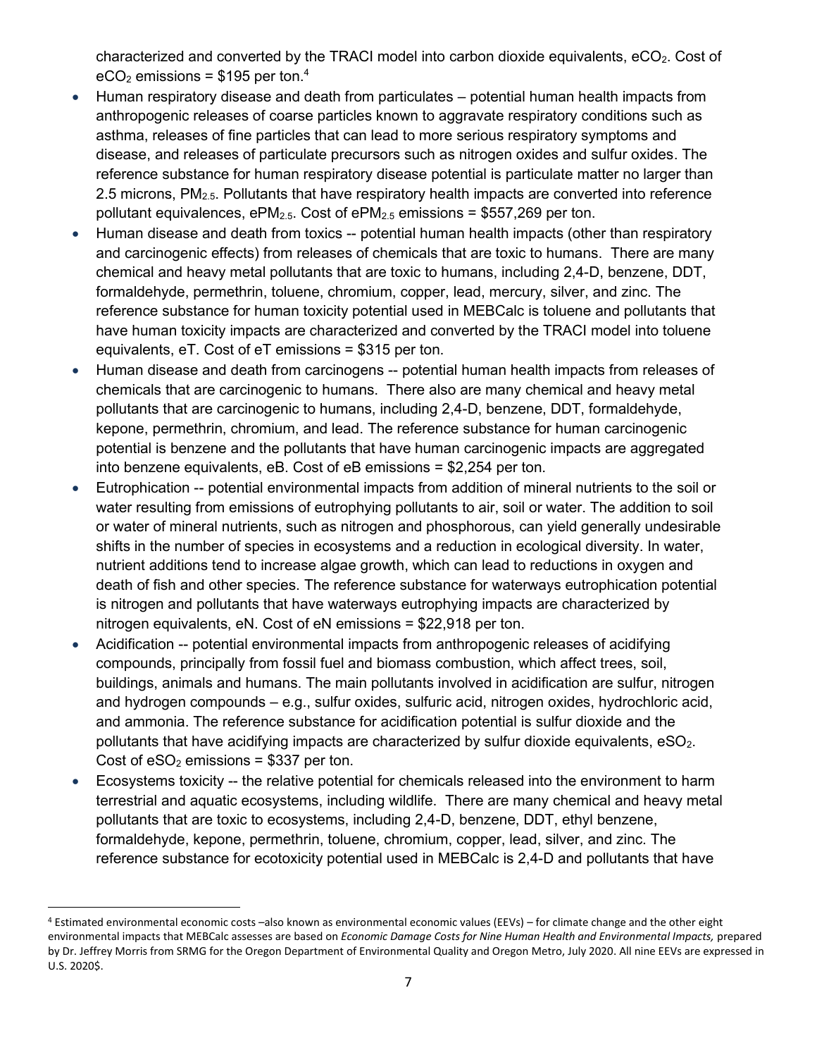characterized and converted by the TRACI model into carbon dioxide equivalents, $eCO_2$. Cost of $eCO_2$ emissions = $195 per ton.[4]

- Human respiratory disease and death from particulates – potential human health impacts from anthropogenic releases of coarse particles known to aggravate respiratory conditions such as asthma, releases of fine particles that can lead to more serious respiratory symptoms and disease, and releases of particulate precursors such as nitrogen oxides and sulfur oxides. The reference substance for human respiratory disease potential is particulate matter no larger than 2.5 microns, $PM_{2.5}$. Pollutants that have respiratory health impacts are converted into reference pollutant equivalences, $ePM_{2.5}$. Cost of $ePM_{2.5}$ emissions = $557,269 per ton.
- Human disease and death from toxics -- potential human health impacts (other than respiratory and carcinogenic effects) from releases of chemicals that are toxic to humans. There are many chemical and heavy metal pollutants that are toxic to humans, including 2,4-D, benzene, DDT, formaldehyde, permethrin, toluene, chromium, copper, lead, mercury, silver, and zinc. The reference substance for human toxicity potential used in MEBCalc is toluene and pollutants that have human toxicity impacts are characterized and converted by the TRACI model into toluene equivalents, eT. Cost of eT emissions = $315 per ton.
- Human disease and death from carcinogens -- potential human health impacts from releases of chemicals that are carcinogenic to humans. There also are many chemical and heavy metal pollutants that are carcinogenic to humans, including 2,4-D, benzene, DDT, formaldehyde, kepone, permethrin, chromium, and lead. The reference substance for human carcinogenic potential is benzene and the pollutants that have human carcinogenic impacts are aggregated into benzene equivalents, eB. Cost of eB emissions = $2,254 per ton.
- Eutrophication -- potential environmental impacts from addition of mineral nutrients to the soil or water resulting from emissions of eutrophying pollutants to air, soil or water. The addition to soil or water of mineral nutrients, such as nitrogen and phosphorous, can yield generally undesirable shifts in the number of species in ecosystems and a reduction in ecological diversity. In water, nutrient additions tend to increase algae growth, which can lead to reductions in oxygen and death of fish and other species. The reference substance for waterways eutrophication potential is nitrogen and pollutants that have waterways eutrophying impacts are characterized by nitrogen equivalents, eN. Cost of eN emissions = $22,918 per ton.
- Acidification -- potential environmental impacts from anthropogenic releases of acidifying compounds, principally from fossil fuel and biomass combustion, which affect trees, soil, buildings, animals and humans. The main pollutants involved in acidification are sulfur, nitrogen and hydrogen compounds – e.g., sulfur oxides, sulfuric acid, nitrogen oxides, hydrochloric acid, and ammonia. The reference substance for acidification potential is sulfur dioxide and the pollutants that have acidifying impacts are characterized by sulfur dioxide equivalents, $eSO_2$. Cost of $eSO_2$ emissions = $337 per ton.
- Ecosystems toxicity -- the relative potential for chemicals released into the environment to harm terrestrial and aquatic ecosystems, including wildlife. There are many chemical and heavy metal pollutants that are toxic to ecosystems, including 2,4-D, benzene, DDT, ethyl benzene, formaldehyde, kepone, permethrin, toluene, chromium, copper, lead, silver, and zinc. The reference substance for ecotoxicity potential used in MEBCalc is 2,4-D and pollutants that have

---

[4] Estimated environmental economic costs –also known as environmental economic values (EEVs) – for climate change and the other eight environmental impacts that MEBCalc assesses are based on *Economic Damage Costs for Nine Human Health and Environmental Impacts,* prepared by Dr. Jeffrey Morris from SRMG for the Oregon Department of Environmental Quality and Oregon Metro, July 2020. All nine EEVs are expressed in U.S. 2020$.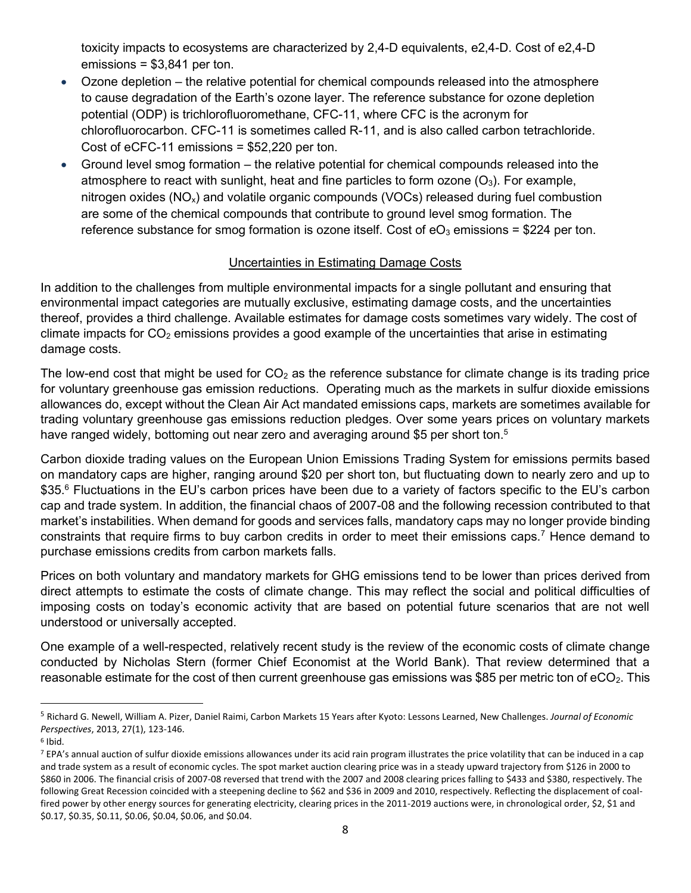toxicity impacts to ecosystems are characterized by 2,4-D equivalents, e2,4-D. Cost of e2,4-D emissions = $3,841 per ton.

- Ozone depletion – the relative potential for chemical compounds released into the atmosphere to cause degradation of the Earth's ozone layer. The reference substance for ozone depletion potential (ODP) is trichlorofluoromethane, CFC-11, where CFC is the acronym for chlorofluorocarbon. CFC-11 is sometimes called R-11, and is also called carbon tetrachloride. Cost of eCFC-11 emissions = $52,220 per ton.
- Ground level smog formation – the relative potential for chemical compounds released into the atmosphere to react with sunlight, heat and fine particles to form ozone ($O_3$). For example, nitrogen oxides ($NO_x$) and volatile organic compounds (VOCs) released during fuel combustion are some of the chemical compounds that contribute to ground level smog formation. The reference substance for smog formation is ozone itself. Cost of $eO_3$ emissions = $224 per ton.

## Uncertainties in Estimating Damage Costs

In addition to the challenges from multiple environmental impacts for a single pollutant and ensuring that environmental impact categories are mutually exclusive, estimating damage costs, and the uncertainties thereof, provides a third challenge. Available estimates for damage costs sometimes vary widely. The cost of climate impacts for $CO_2$ emissions provides a good example of the uncertainties that arise in estimating damage costs.

The low-end cost that might be used for $CO_2$ as the reference substance for climate change is its trading price for voluntary greenhouse gas emission reductions. Operating much as the markets in sulfur dioxide emissions allowances do, except without the Clean Air Act mandated emissions caps, markets are sometimes available for trading voluntary greenhouse gas emissions reduction pledges. Over some years prices on voluntary markets have ranged widely, bottoming out near zero and averaging around $5 per short ton.[5]

Carbon dioxide trading values on the European Union Emissions Trading System for emissions permits based on mandatory caps are higher, ranging around $20 per short ton, but fluctuating down to nearly zero and up to $35.[6] Fluctuations in the EU's carbon prices have been due to a variety of factors specific to the EU's carbon cap and trade system. In addition, the financial chaos of 2007-08 and the following recession contributed to that market's instabilities. When demand for goods and services falls, mandatory caps may no longer provide binding constraints that require firms to buy carbon credits in order to meet their emissions caps.[7] Hence demand to purchase emissions credits from carbon markets falls.

Prices on both voluntary and mandatory markets for GHG emissions tend to be lower than prices derived from direct attempts to estimate the costs of climate change. This may reflect the social and political difficulties of imposing costs on today's economic activity that are based on potential future scenarios that are not well understood or universally accepted.

One example of a well-respected, relatively recent study is the review of the economic costs of climate change conducted by Nicholas Stern (former Chief Economist at the World Bank). That review determined that a reasonable estimate for the cost of then current greenhouse gas emissions was $85 per metric ton of $eCO_2$. This

---

[5] Richard G. Newell, William A. Pizer, Daniel Raimi, Carbon Markets 15 Years after Kyoto: Lessons Learned, New Challenges. *Journal of Economic Perspectives*, 2013, 27(1), 123-146.

[6] Ibid.

[7] EPA's annual auction of sulfur dioxide emissions allowances under its acid rain program illustrates the price volatility that can be induced in a cap and trade system as a result of economic cycles. The spot market auction clearing price was in a steady upward trajectory from $126 in 2000 to $860 in 2006. The financial crisis of 2007-08 reversed that trend with the 2007 and 2008 clearing prices falling to $433 and $380, respectively. The following Great Recession coincided with a steepening decline to $62 and $36 in 2009 and 2010, respectively. Reflecting the displacement of coal-fired power by other energy sources for generating electricity, clearing prices in the 2011-2019 auctions were, in chronological order, $2, $1 and $0.17, $0.35, $0.11, $0.06, $0.04, $0.06, and $0.04.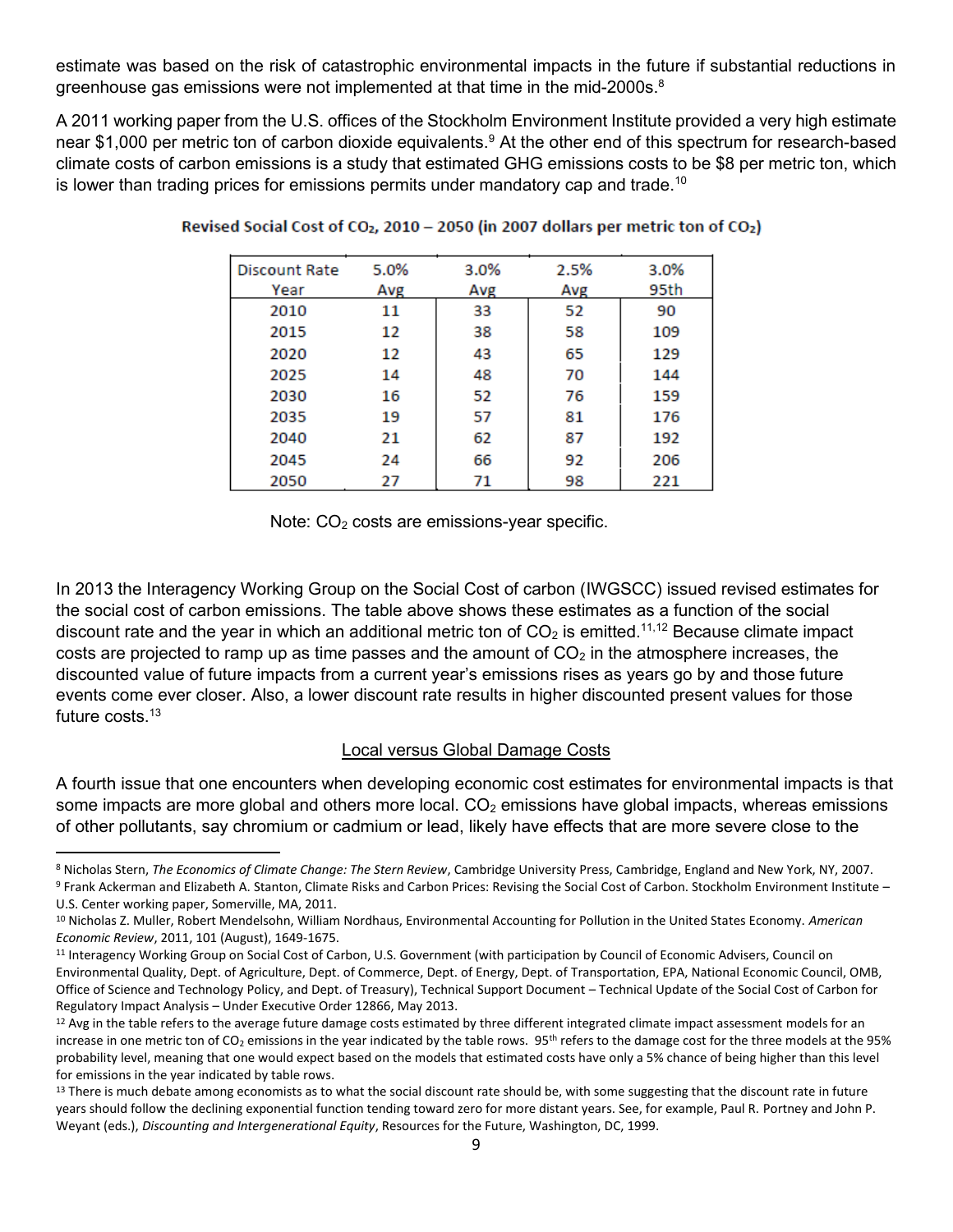estimate was based on the risk of catastrophic environmental impacts in the future if substantial reductions in greenhouse gas emissions were not implemented at that time in the mid-2000s.[8]

A 2011 working paper from the U.S. offices of the Stockholm Environment Institute provided a very high estimate near $1,000 per metric ton of carbon dioxide equivalents.[9] At the other end of this spectrum for research-based climate costs of carbon emissions is a study that estimated GHG emissions costs to be $8 per metric ton, which is lower than trading prices for emissions permits under mandatory cap and trade.[10]

**Revised Social Cost of $CO_2$, 2010 – 2050 (in 2007 dollars per metric ton of $CO_2$)**

| Discount Rate | 5.0% | 3.0% | 2.5% | 3.0% |
|---|---|---|---|---|
| Year | Avg | Avg | Avg | 95th |
| 2010 | 11 | 33 | 52 | 90 |
| 2015 | 12 | 38 | 58 | 109 |
| 2020 | 12 | 43 | 65 | 129 |
| 2025 | 14 | 48 | 70 | 144 |
| 2030 | 16 | 52 | 76 | 159 |
| 2035 | 19 | 57 | 81 | 176 |
| 2040 | 21 | 62 | 87 | 192 |
| 2045 | 24 | 66 | 92 | 206 |
| 2050 | 27 | 71 | 98 | 221 |

Note: $CO_2$ costs are emissions-year specific.

In 2013 the Interagency Working Group on the Social Cost of carbon (IWGSCC) issued revised estimates for the social cost of carbon emissions. The table above shows these estimates as a function of the social discount rate and the year in which an additional metric ton of $CO_2$ is emitted.[11,12] Because climate impact costs are projected to ramp up as time passes and the amount of $CO_2$ in the atmosphere increases, the discounted value of future impacts from a current year's emissions rises as years go by and those future events come ever closer. Also, a lower discount rate results in higher discounted present values for those future costs.[13]

## Local versus Global Damage Costs

A fourth issue that one encounters when developing economic cost estimates for environmental impacts is that some impacts are more global and others more local. $CO_2$ emissions have global impacts, whereas emissions of other pollutants, say chromium or cadmium or lead, likely have effects that are more severe close to the

---

[8] Nicholas Stern, *The Economics of Climate Change: The Stern Review*, Cambridge University Press, Cambridge, England and New York, NY, 2007.

[9] Frank Ackerman and Elizabeth A. Stanton, Climate Risks and Carbon Prices: Revising the Social Cost of Carbon. Stockholm Environment Institute – U.S. Center working paper, Somerville, MA, 2011.

[10] Nicholas Z. Muller, Robert Mendelsohn, William Nordhaus, Environmental Accounting for Pollution in the United States Economy. *American Economic Review*, 2011, 101 (August), 1649-1675.

[11] Interagency Working Group on Social Cost of Carbon, U.S. Government (with participation by Council of Economic Advisers, Council on Environmental Quality, Dept. of Agriculture, Dept. of Commerce, Dept. of Energy, Dept. of Transportation, EPA, National Economic Council, OMB, Office of Science and Technology Policy, and Dept. of Treasury), Technical Support Document – Technical Update of the Social Cost of Carbon for Regulatory Impact Analysis – Under Executive Order 12866, May 2013.

[12] Avg in the table refers to the average future damage costs estimated by three different integrated climate impact assessment models for an increase in one metric ton of $CO_2$ emissions in the year indicated by the table rows. 95th refers to the damage cost for the three models at the 95% probability level, meaning that one would expect based on the models that estimated costs have only a 5% chance of being higher than this level for emissions in the year indicated by table rows.

[13] There is much debate among economists as to what the social discount rate should be, with some suggesting that the discount rate in future years should follow the declining exponential function tending toward zero for more distant years. See, for example, Paul R. Portney and John P. Weyant (eds.), *Discounting and Intergenerational Equity*, Resources for the Future, Washington, DC, 1999.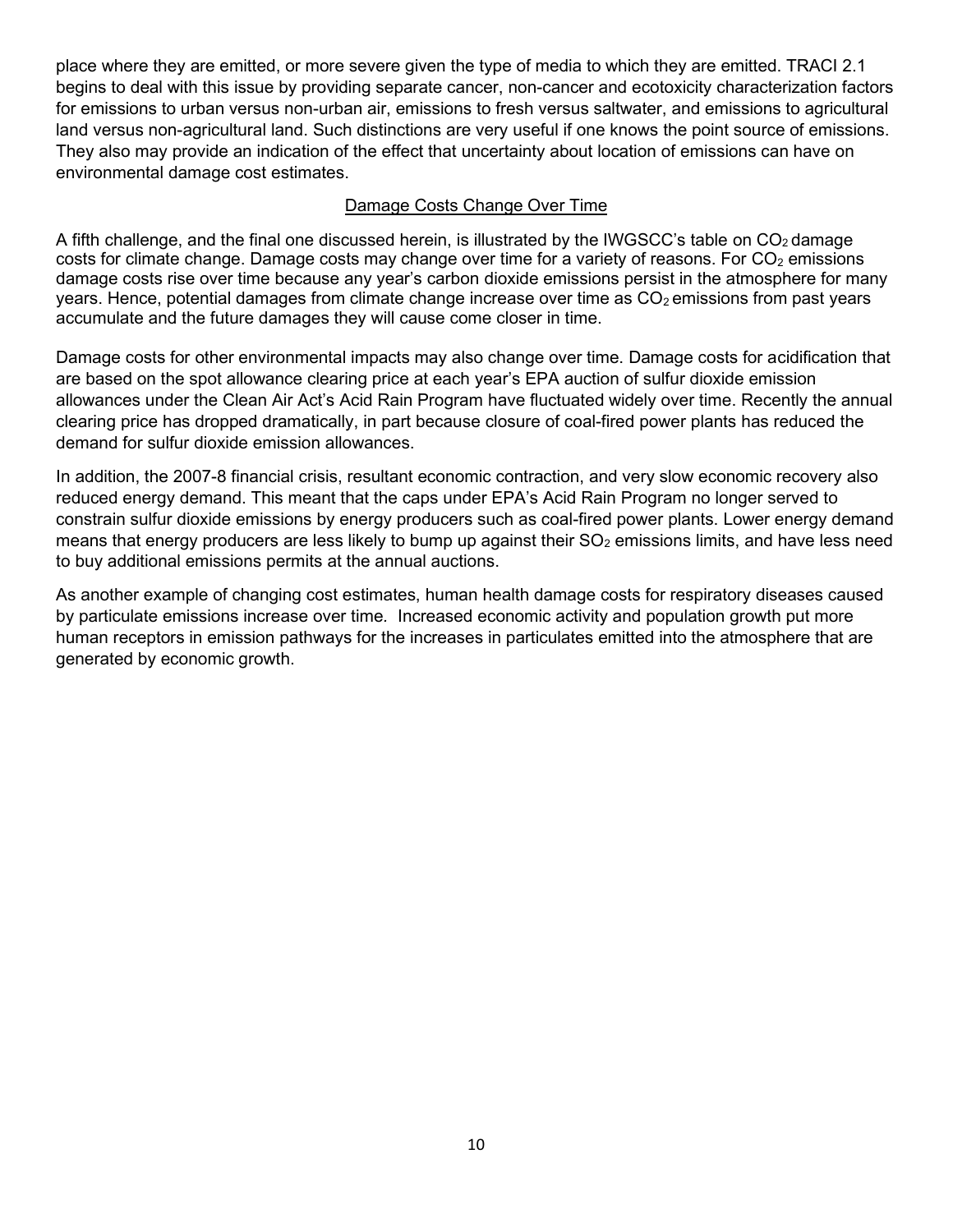place where they are emitted, or more severe given the type of media to which they are emitted. TRACI 2.1 begins to deal with this issue by providing separate cancer, non-cancer and ecotoxicity characterization factors for emissions to urban versus non-urban air, emissions to fresh versus saltwater, and emissions to agricultural land versus non-agricultural land. Such distinctions are very useful if one knows the point source of emissions. They also may provide an indication of the effect that uncertainty about location of emissions can have on environmental damage cost estimates.

## Damage Costs Change Over Time

A fifth challenge, and the final one discussed herein, is illustrated by the IWGSCC's table on $CO_2$ damage costs for climate change. Damage costs may change over time for a variety of reasons. For $CO_2$ emissions damage costs rise over time because any year's carbon dioxide emissions persist in the atmosphere for many years. Hence, potential damages from climate change increase over time as $CO_2$ emissions from past years accumulate and the future damages they will cause come closer in time.

Damage costs for other environmental impacts may also change over time. Damage costs for acidification that are based on the spot allowance clearing price at each year's EPA auction of sulfur dioxide emission allowances under the Clean Air Act's Acid Rain Program have fluctuated widely over time. Recently the annual clearing price has dropped dramatically, in part because closure of coal-fired power plants has reduced the demand for sulfur dioxide emission allowances.

In addition, the 2007-8 financial crisis, resultant economic contraction, and very slow economic recovery also reduced energy demand. This meant that the caps under EPA's Acid Rain Program no longer served to constrain sulfur dioxide emissions by energy producers such as coal-fired power plants. Lower energy demand means that energy producers are less likely to bump up against their $SO_2$ emissions limits, and have less need to buy additional emissions permits at the annual auctions.

As another example of changing cost estimates, human health damage costs for respiratory diseases caused by particulate emissions increase over time. Increased economic activity and population growth put more human receptors in emission pathways for the increases in particulates emitted into the atmosphere that are generated by economic growth.